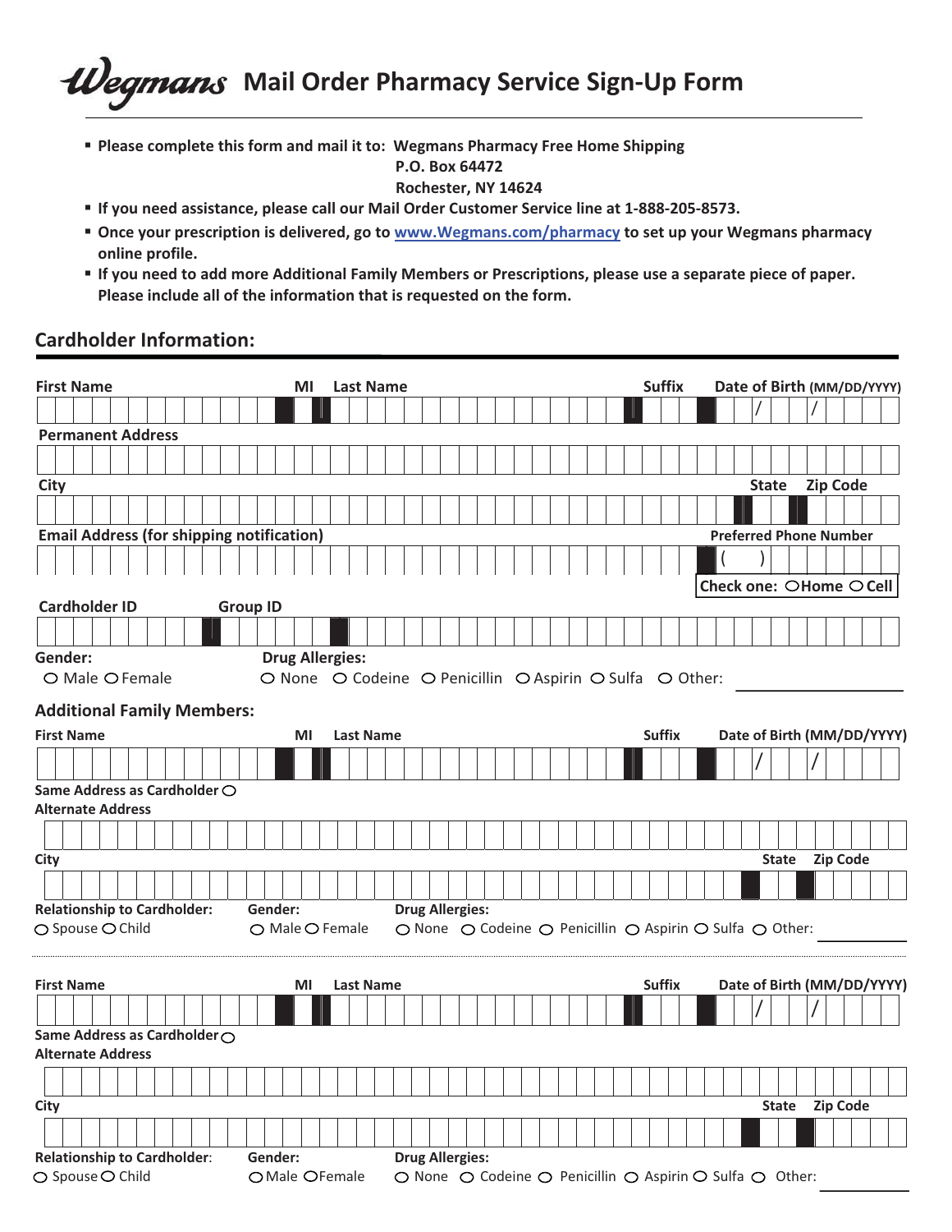# Wegmans Mail Order Pharmacy Service Sign-Up Form

- **Please complete this form and mail it to: Wegmans Pharmacy Free Home Shipping**
  **P.O. Box 64472**
  **Rochester, NY 14624**
- **If you need assistance, please call our Mail Order Customer Service line at 1-888-205-8573.**
- **Once your prescription is delivered, go to www.Wegmans.com/pharmacy to set up your Wegmans pharmacy online profile.**
- **If you need to add more Additional Family Members or Prescriptions, please use a separate piece of paper. Please include all of the information that is requested on the form.**

## Cardholder Information:

**First Name** | **MI** | **Last Name** | **Suffix** | **Date of Birth (MM/DD/YYYY)** ___ / ___ / ___

**Permanent Address**

**City** | **State** | **Zip Code**

**Email Address (for shipping notification)** | **Preferred Phone Number** ( )

**Check one:** ○ Home ○ Cell

**Cardholder ID** | **Group ID**

**Gender:** ○ Male ○ Female

**Drug Allergies:** ○ None ○ Codeine ○ Penicillin ○ Aspirin ○ Sulfa ○ Other: ____________

### Additional Family Members:

**First Name** | **MI** | **Last Name** | **Suffix** | **Date of Birth (MM/DD/YYYY)** ___ / ___ / ___

**Same Address as Cardholder** ○

**Alternate Address**

**City** | **State** | **Zip Code**

**Relationship to Cardholder:** ○ Spouse ○ Child

**Gender:** ○ Male ○ Female

**Drug Allergies:** ○ None ○ Codeine ○ Penicillin ○ Aspirin ○ Sulfa ○ Other: ____________

---

**First Name** | **MI** | **Last Name** | **Suffix** | **Date of Birth (MM/DD/YYYY)** ___ / ___ / ___

**Same Address as Cardholder** ○

**Alternate Address**

**City** | **State** | **Zip Code**

**Relationship to Cardholder:** ○ Spouse ○ Child

**Gender:** ○ Male ○ Female

**Drug Allergies:** ○ None ○ Codeine ○ Penicillin ○ Aspirin ○ Sulfa ○ Other: ____________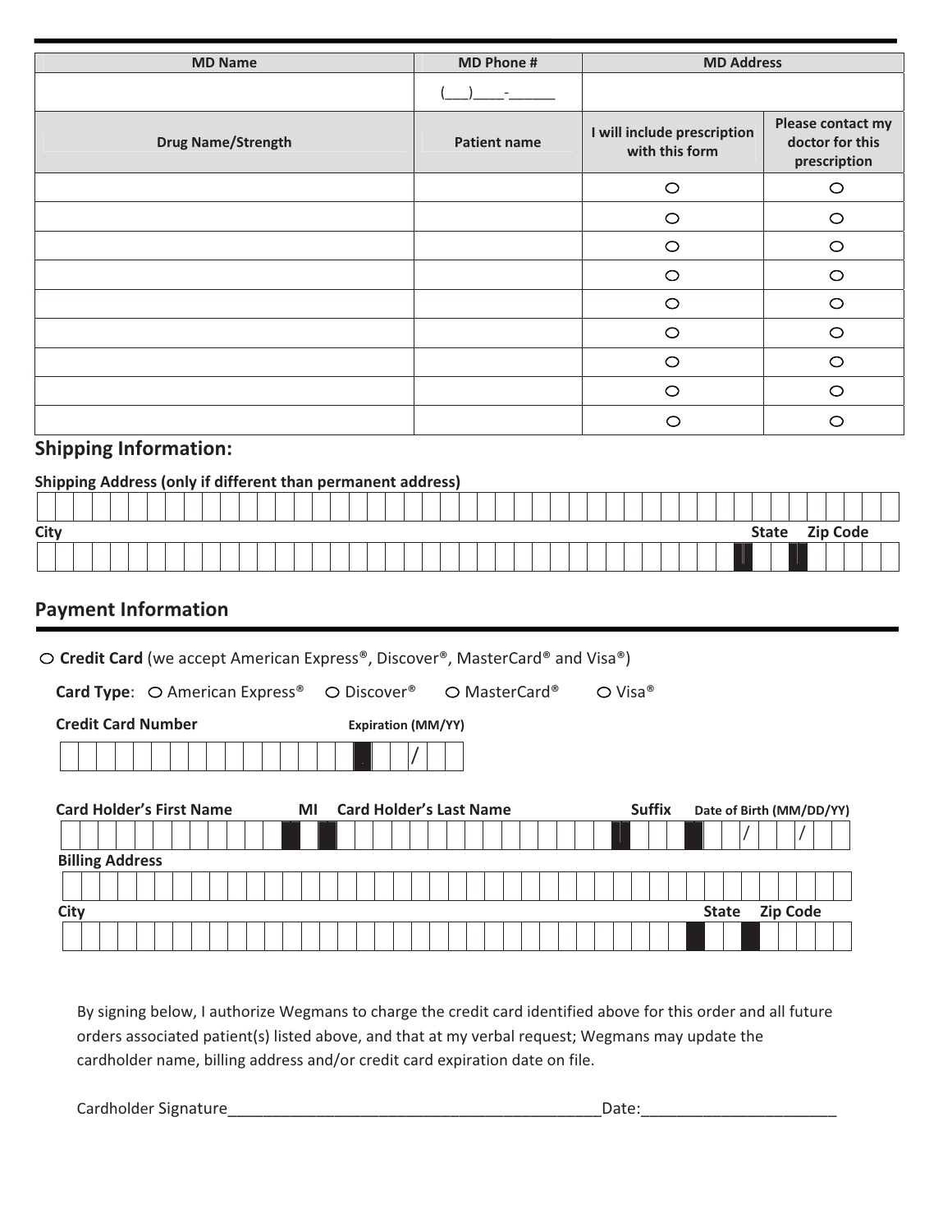| MD Name | MD Phone # | MD Address | |
|---|---|---|---|
| | (___)____-______ | | |
| **Drug Name/Strength** | **Patient name** | **I will include prescription with this form** | **Please contact my doctor for this prescription** |
| | | ○ | ○ |
| | | ○ | ○ |
| | | ○ | ○ |
| | | ○ | ○ |
| | | ○ | ○ |
| | | ○ | ○ |
| | | ○ | ○ |
| | | ○ | ○ |
| | | ○ | ○ |

## Shipping Information:

**Shipping Address (only if different than permanent address)**

**City** **State** **Zip Code**

## Payment Information

○ **Credit Card** (we accept American Express®, Discover®, MasterCard® and Visa®)

**Card Type**: ○ American Express® ○ Discover® ○ MasterCard® ○ Visa®

**Credit Card Number** **Expiration (MM/YY)** /

**Card Holder's First Name** **MI** **Card Holder's Last Name** **Suffix** **Date of Birth (MM/DD/YY)** / /

**Billing Address**

**City** **State** **Zip Code**

By signing below, I authorize Wegmans to charge the credit card identified above for this order and all future orders associated patient(s) listed above, and that at my verbal request; Wegmans may update the cardholder name, billing address and/or credit card expiration date on file.

Cardholder Signature_____________________________________________Date:______________________